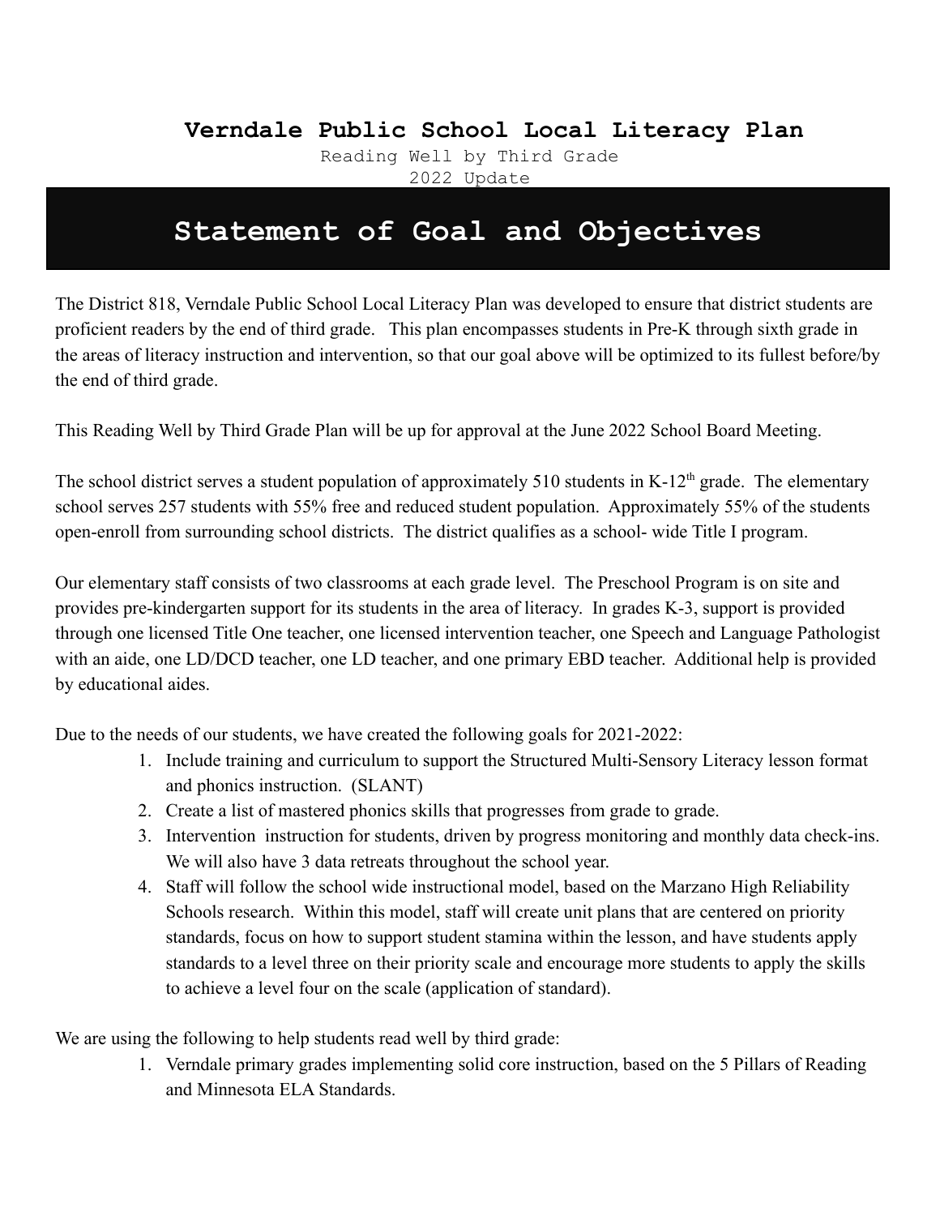# Verndale Public School Local Literacy Plan

Reading Well by Third Grade
2022 Update

## Statement of Goal and Objectives

The District 818, Verndale Public School Local Literacy Plan was developed to ensure that district students are proficient readers by the end of third grade. This plan encompasses students in Pre-K through sixth grade in the areas of literacy instruction and intervention, so that our goal above will be optimized to its fullest before/by the end of third grade.

This Reading Well by Third Grade Plan will be up for approval at the June 2022 School Board Meeting.

The school district serves a student population of approximately 510 students in K-12th grade. The elementary school serves 257 students with 55% free and reduced student population. Approximately 55% of the students open-enroll from surrounding school districts. The district qualifies as a school- wide Title I program.

Our elementary staff consists of two classrooms at each grade level. The Preschool Program is on site and provides pre-kindergarten support for its students in the area of literacy. In grades K-3, support is provided through one licensed Title One teacher, one licensed intervention teacher, one Speech and Language Pathologist with an aide, one LD/DCD teacher, one LD teacher, and one primary EBD teacher. Additional help is provided by educational aides.

Due to the needs of our students, we have created the following goals for 2021-2022:

1. Include training and curriculum to support the Structured Multi-Sensory Literacy lesson format and phonics instruction. (SLANT)
2. Create a list of mastered phonics skills that progresses from grade to grade.
3. Intervention instruction for students, driven by progress monitoring and monthly data check-ins. We will also have 3 data retreats throughout the school year.
4. Staff will follow the school wide instructional model, based on the Marzano High Reliability Schools research. Within this model, staff will create unit plans that are centered on priority standards, focus on how to support student stamina within the lesson, and have students apply standards to a level three on their priority scale and encourage more students to apply the skills to achieve a level four on the scale (application of standard).

We are using the following to help students read well by third grade:

1. Verndale primary grades implementing solid core instruction, based on the 5 Pillars of Reading and Minnesota ELA Standards.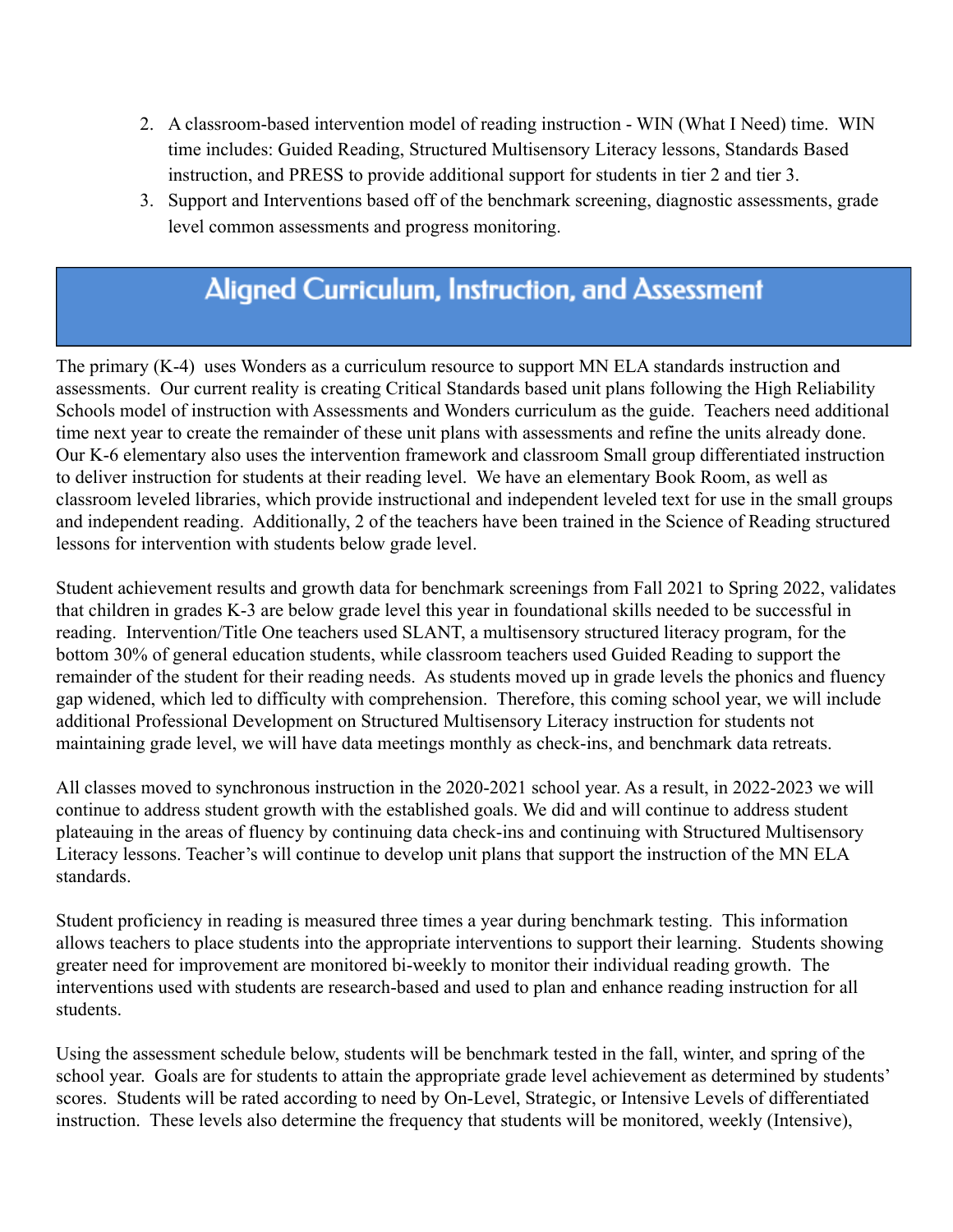2. A classroom-based intervention model of reading instruction - WIN (What I Need) time. WIN time includes: Guided Reading, Structured Multisensory Literacy lessons, Standards Based instruction, and PRESS to provide additional support for students in tier 2 and tier 3.
3. Support and Interventions based off of the benchmark screening, diagnostic assessments, grade level common assessments and progress monitoring.

## Aligned Curriculum, Instruction, and Assessment

The primary (K-4) uses Wonders as a curriculum resource to support MN ELA standards instruction and assessments. Our current reality is creating Critical Standards based unit plans following the High Reliability Schools model of instruction with Assessments and Wonders curriculum as the guide. Teachers need additional time next year to create the remainder of these unit plans with assessments and refine the units already done. Our K-6 elementary also uses the intervention framework and classroom Small group differentiated instruction to deliver instruction for students at their reading level. We have an elementary Book Room, as well as classroom leveled libraries, which provide instructional and independent leveled text for use in the small groups and independent reading. Additionally, 2 of the teachers have been trained in the Science of Reading structured lessons for intervention with students below grade level.

Student achievement results and growth data for benchmark screenings from Fall 2021 to Spring 2022, validates that children in grades K-3 are below grade level this year in foundational skills needed to be successful in reading. Intervention/Title One teachers used SLANT, a multisensory structured literacy program, for the bottom 30% of general education students, while classroom teachers used Guided Reading to support the remainder of the student for their reading needs. As students moved up in grade levels the phonics and fluency gap widened, which led to difficulty with comprehension. Therefore, this coming school year, we will include additional Professional Development on Structured Multisensory Literacy instruction for students not maintaining grade level, we will have data meetings monthly as check-ins, and benchmark data retreats.

All classes moved to synchronous instruction in the 2020-2021 school year. As a result, in 2022-2023 we will continue to address student growth with the established goals. We did and will continue to address student plateauing in the areas of fluency by continuing data check-ins and continuing with Structured Multisensory Literacy lessons. Teacher's will continue to develop unit plans that support the instruction of the MN ELA standards.

Student proficiency in reading is measured three times a year during benchmark testing. This information allows teachers to place students into the appropriate interventions to support their learning. Students showing greater need for improvement are monitored bi-weekly to monitor their individual reading growth. The interventions used with students are research-based and used to plan and enhance reading instruction for all students.

Using the assessment schedule below, students will be benchmark tested in the fall, winter, and spring of the school year. Goals are for students to attain the appropriate grade level achievement as determined by students' scores. Students will be rated according to need by On-Level, Strategic, or Intensive Levels of differentiated instruction. These levels also determine the frequency that students will be monitored, weekly (Intensive),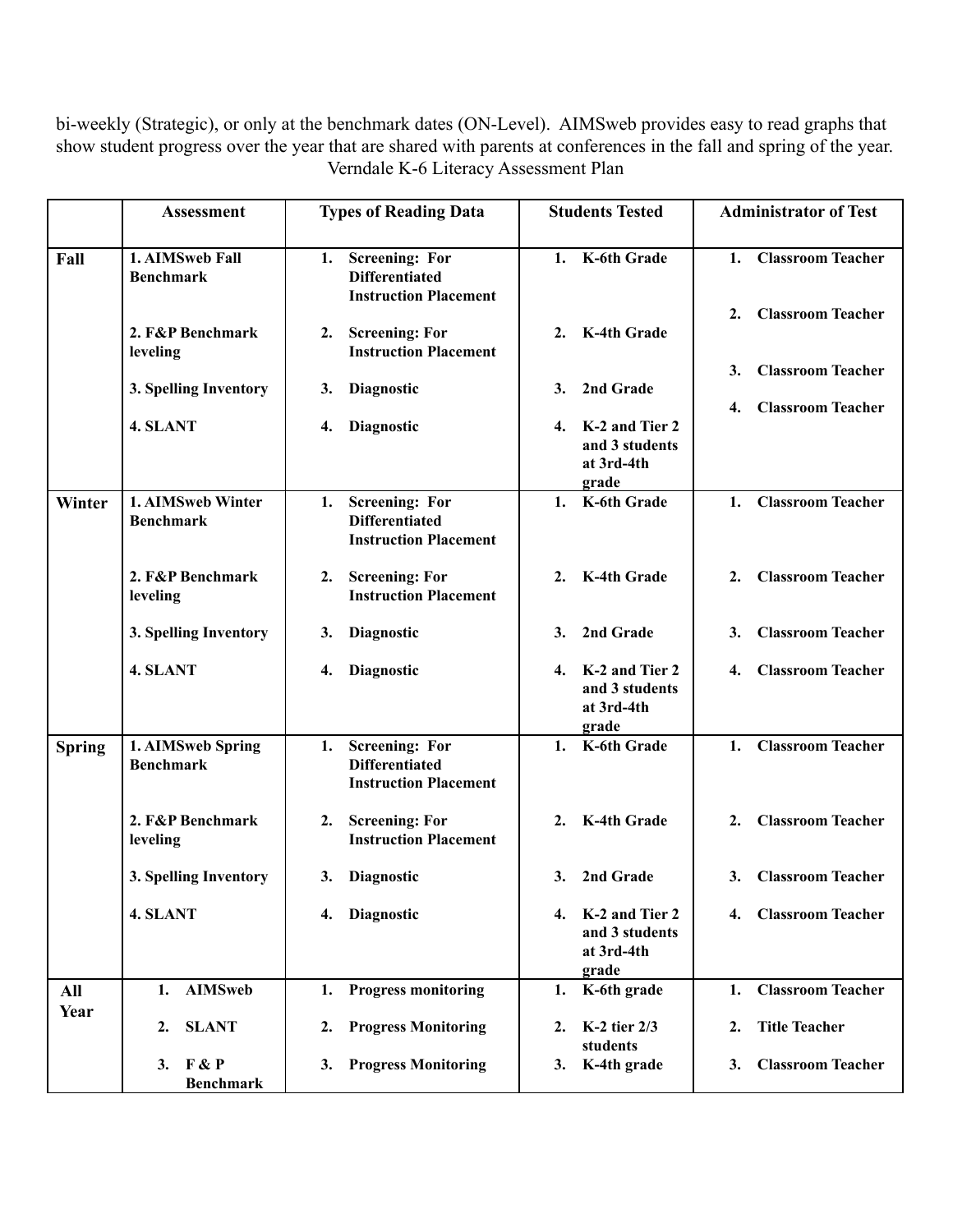bi-weekly (Strategic), or only at the benchmark dates (ON-Level). AIMSweb provides easy to read graphs that show student progress over the year that are shared with parents at conferences in the fall and spring of the year.

Verndale K-6 Literacy Assessment Plan

| | Assessment | Types of Reading Data | Students Tested | Administrator of Test |
|---|---|---|---|---|
| **Fall** | **1. AIMSweb Fall Benchmark**<br><br>**2. F&P Benchmark leveling**<br><br>**3. Spelling Inventory**<br><br>**4. SLANT** | **1. Screening: For Differentiated Instruction Placement**<br><br>**2. Screening: For Instruction Placement**<br><br>**3. Diagnostic**<br><br>**4. Diagnostic** | **1. K-6th Grade**<br><br>**2. K-4th Grade**<br><br>**3. 2nd Grade**<br><br>**4. K-2 and Tier 2 and 3 students at 3rd-4th grade** | **1. Classroom Teacher**<br><br>**2. Classroom Teacher**<br><br>**3. Classroom Teacher**<br><br>**4. Classroom Teacher** |
| **Winter** | **1. AIMSweb Winter Benchmark**<br><br>**2. F&P Benchmark leveling**<br><br>**3. Spelling Inventory**<br><br>**4. SLANT** | **1. Screening: For Differentiated Instruction Placement**<br><br>**2. Screening: For Instruction Placement**<br><br>**3. Diagnostic**<br><br>**4. Diagnostic** | **1. K-6th Grade**<br><br>**2. K-4th Grade**<br><br>**3. 2nd Grade**<br><br>**4. K-2 and Tier 2 and 3 students at 3rd-4th grade** | **1. Classroom Teacher**<br><br>**2. Classroom Teacher**<br><br>**3. Classroom Teacher**<br><br>**4. Classroom Teacher** |
| **Spring** | **1. AIMSweb Spring Benchmark**<br><br>**2. F&P Benchmark leveling**<br><br>**3. Spelling Inventory**<br><br>**4. SLANT** | **1. Screening: For Differentiated Instruction Placement**<br><br>**2. Screening: For Instruction Placement**<br><br>**3. Diagnostic**<br><br>**4. Diagnostic** | **1. K-6th Grade**<br><br>**2. K-4th Grade**<br><br>**3. 2nd Grade**<br><br>**4. K-2 and Tier 2 and 3 students at 3rd-4th grade** | **1. Classroom Teacher**<br><br>**2. Classroom Teacher**<br><br>**3. Classroom Teacher**<br><br>**4. Classroom Teacher** |
| **All Year** | **1. AIMSweb**<br><br>**2. SLANT**<br><br>**3. F & P Benchmark** | **1. Progress monitoring**<br><br>**2. Progress Monitoring**<br><br>**3. Progress Monitoring** | **1. K-6th grade**<br><br>**2. K-2 tier 2/3 students**<br><br>**3. K-4th grade** | **1. Classroom Teacher**<br><br>**2. Title Teacher**<br><br>**3. Classroom Teacher** |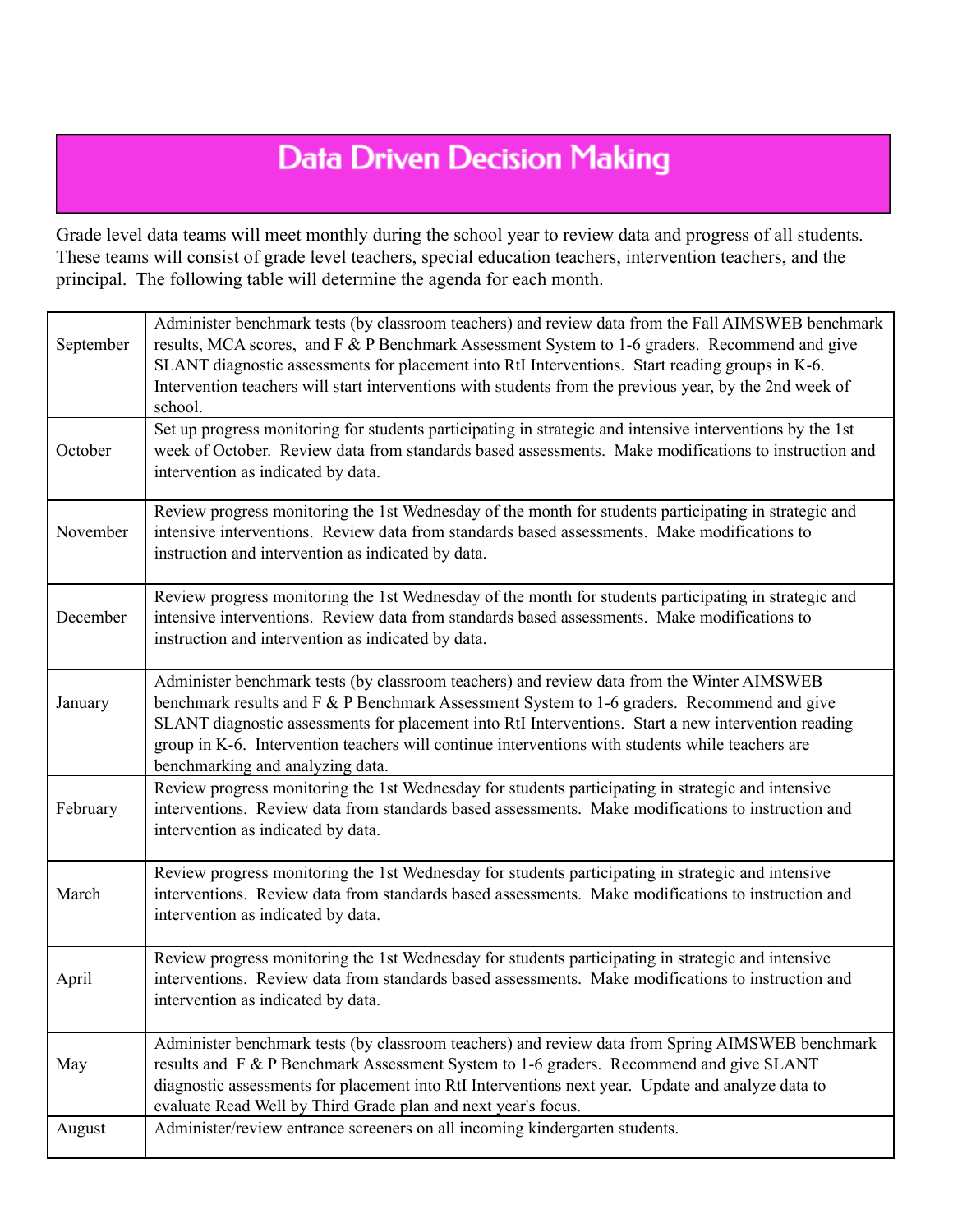# Data Driven Decision Making

Grade level data teams will meet monthly during the school year to review data and progress of all students. These teams will consist of grade level teachers, special education teachers, intervention teachers, and the principal. The following table will determine the agenda for each month.

| | |
|---|---|
| September | Administer benchmark tests (by classroom teachers) and review data from the Fall AIMSWEB benchmark results, MCA scores, and F & P Benchmark Assessment System to 1-6 graders. Recommend and give SLANT diagnostic assessments for placement into RtI Interventions. Start reading groups in K-6. Intervention teachers will start interventions with students from the previous year, by the 2nd week of school. |
| October | Set up progress monitoring for students participating in strategic and intensive interventions by the 1st week of October. Review data from standards based assessments. Make modifications to instruction and intervention as indicated by data. |
| November | Review progress monitoring the 1st Wednesday of the month for students participating in strategic and intensive interventions. Review data from standards based assessments. Make modifications to instruction and intervention as indicated by data. |
| December | Review progress monitoring the 1st Wednesday of the month for students participating in strategic and intensive interventions. Review data from standards based assessments. Make modifications to instruction and intervention as indicated by data. |
| January | Administer benchmark tests (by classroom teachers) and review data from the Winter AIMSWEB benchmark results and F & P Benchmark Assessment System to 1-6 graders. Recommend and give SLANT diagnostic assessments for placement into RtI Interventions. Start a new intervention reading group in K-6. Intervention teachers will continue interventions with students while teachers are benchmarking and analyzing data. |
| February | Review progress monitoring the 1st Wednesday for students participating in strategic and intensive interventions. Review data from standards based assessments. Make modifications to instruction and intervention as indicated by data. |
| March | Review progress monitoring the 1st Wednesday for students participating in strategic and intensive interventions. Review data from standards based assessments. Make modifications to instruction and intervention as indicated by data. |
| April | Review progress monitoring the 1st Wednesday for students participating in strategic and intensive interventions. Review data from standards based assessments. Make modifications to instruction and intervention as indicated by data. |
| May | Administer benchmark tests (by classroom teachers) and review data from Spring AIMSWEB benchmark results and F & P Benchmark Assessment System to 1-6 graders. Recommend and give SLANT diagnostic assessments for placement into RtI Interventions next year. Update and analyze data to evaluate Read Well by Third Grade plan and next year's focus. |
| August | Administer/review entrance screeners on all incoming kindergarten students. |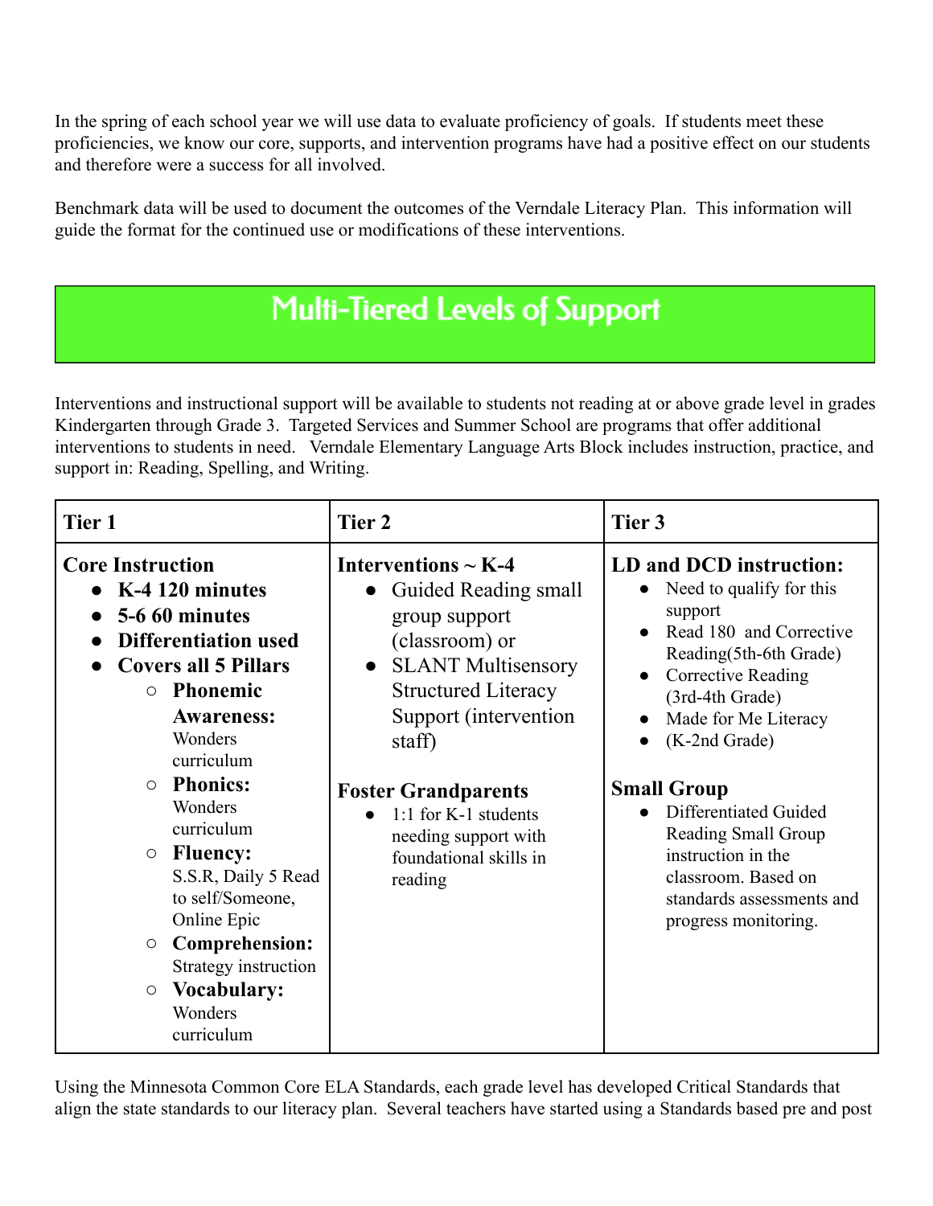In the spring of each school year we will use data to evaluate proficiency of goals. If students meet these proficiencies, we know our core, supports, and intervention programs have had a positive effect on our students and therefore were a success for all involved.

Benchmark data will be used to document the outcomes of the Verndale Literacy Plan. This information will guide the format for the continued use or modifications of these interventions.

## Multi-Tiered Levels of Support

Interventions and instructional support will be available to students not reading at or above grade level in grades Kindergarten through Grade 3. Targeted Services and Summer School are programs that offer additional interventions to students in need. Verndale Elementary Language Arts Block includes instruction, practice, and support in: Reading, Spelling, and Writing.

| Tier 1 | Tier 2 | Tier 3 |
|---|---|---|
| **Core Instruction**<br>● **K-4 120 minutes**<br>● **5-6 60 minutes**<br>● **Differentiation used**<br>● **Covers all 5 Pillars**<br>○ **Phonemic Awareness:** Wonders curriculum<br>○ **Phonics:** Wonders curriculum<br>○ **Fluency:** S.S.R, Daily 5 Read to self/Someone, Online Epic<br>○ **Comprehension:** Strategy instruction<br>○ **Vocabulary:** Wonders curriculum | **Interventions ~ K-4**<br>● Guided Reading small group support (classroom) or<br>● SLANT Multisensory Structured Literacy Support (intervention staff)<br><br>**Foster Grandparents**<br>● 1:1 for K-1 students needing support with foundational skills in reading | **LD and DCD instruction:**<br>● Need to qualify for this support<br>● Read 180 and Corrective Reading(5th-6th Grade)<br>● Corrective Reading (3rd-4th Grade)<br>● Made for Me Literacy<br>● (K-2nd Grade)<br><br>**Small Group**<br>● Differentiated Guided Reading Small Group instruction in the classroom. Based on standards assessments and progress monitoring. |

Using the Minnesota Common Core ELA Standards, each grade level has developed Critical Standards that align the state standards to our literacy plan. Several teachers have started using a Standards based pre and post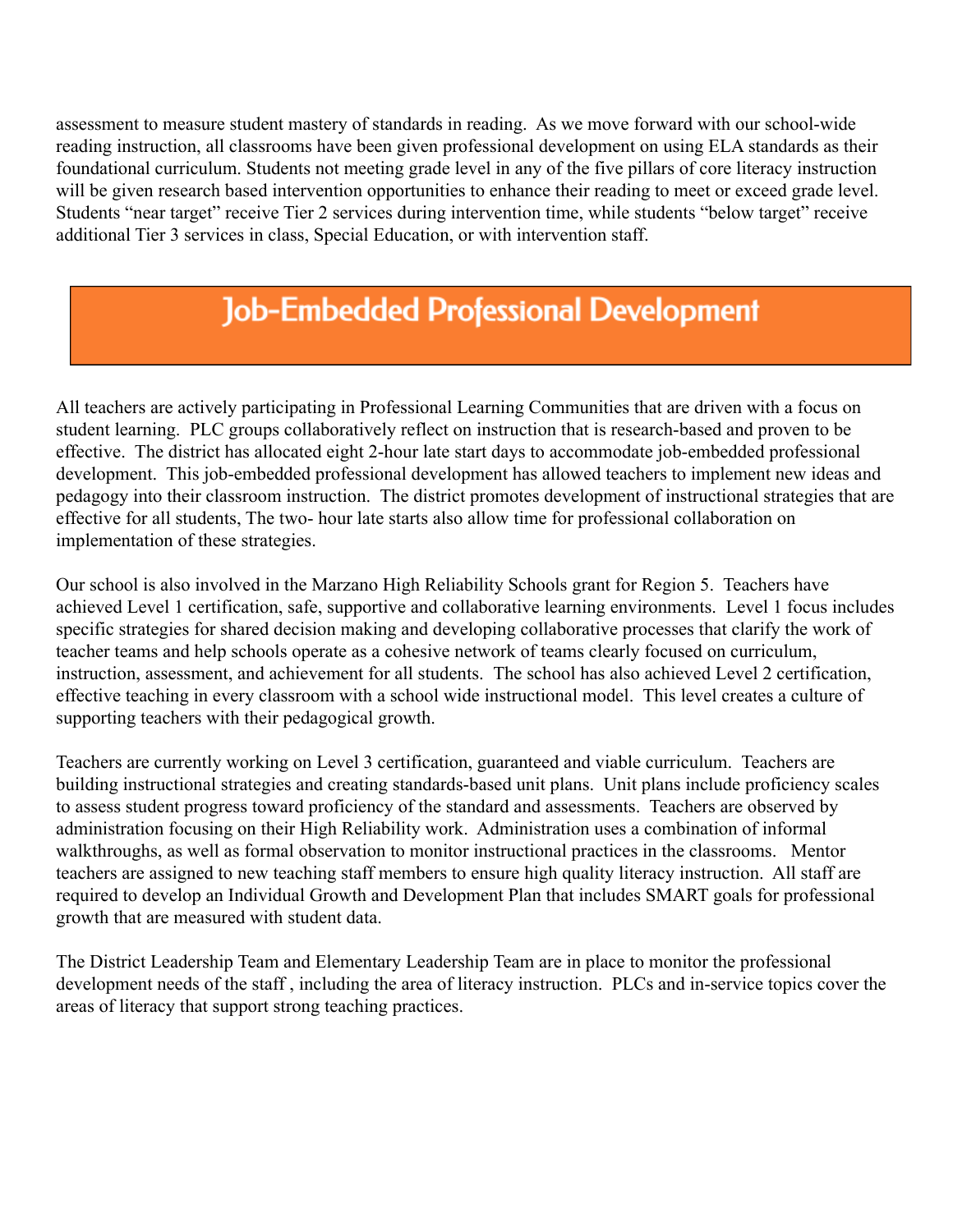assessment to measure student mastery of standards in reading. As we move forward with our school-wide reading instruction, all classrooms have been given professional development on using ELA standards as their foundational curriculum. Students not meeting grade level in any of the five pillars of core literacy instruction will be given research based intervention opportunities to enhance their reading to meet or exceed grade level. Students "near target" receive Tier 2 services during intervention time, while students "below target" receive additional Tier 3 services in class, Special Education, or with intervention staff.

## Job-Embedded Professional Development

All teachers are actively participating in Professional Learning Communities that are driven with a focus on student learning. PLC groups collaboratively reflect on instruction that is research-based and proven to be effective. The district has allocated eight 2-hour late start days to accommodate job-embedded professional development. This job-embedded professional development has allowed teachers to implement new ideas and pedagogy into their classroom instruction. The district promotes development of instructional strategies that are effective for all students, The two- hour late starts also allow time for professional collaboration on implementation of these strategies.

Our school is also involved in the Marzano High Reliability Schools grant for Region 5. Teachers have achieved Level 1 certification, safe, supportive and collaborative learning environments. Level 1 focus includes specific strategies for shared decision making and developing collaborative processes that clarify the work of teacher teams and help schools operate as a cohesive network of teams clearly focused on curriculum, instruction, assessment, and achievement for all students. The school has also achieved Level 2 certification, effective teaching in every classroom with a school wide instructional model. This level creates a culture of supporting teachers with their pedagogical growth.

Teachers are currently working on Level 3 certification, guaranteed and viable curriculum. Teachers are building instructional strategies and creating standards-based unit plans. Unit plans include proficiency scales to assess student progress toward proficiency of the standard and assessments. Teachers are observed by administration focusing on their High Reliability work. Administration uses a combination of informal walkthroughs, as well as formal observation to monitor instructional practices in the classrooms. Mentor teachers are assigned to new teaching staff members to ensure high quality literacy instruction. All staff are required to develop an Individual Growth and Development Plan that includes SMART goals for professional growth that are measured with student data.

The District Leadership Team and Elementary Leadership Team are in place to monitor the professional development needs of the staff , including the area of literacy instruction. PLCs and in-service topics cover the areas of literacy that support strong teaching practices.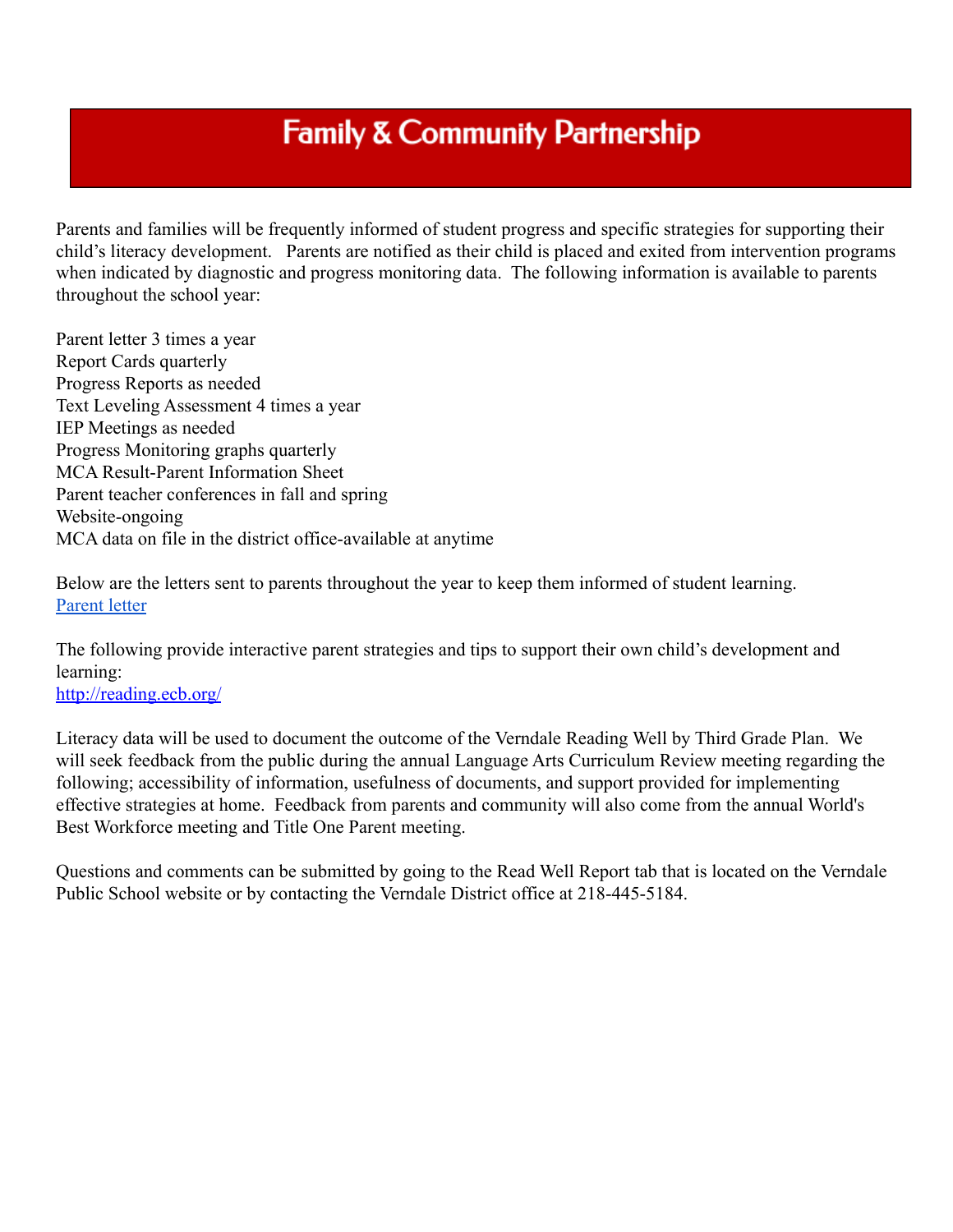# Family & Community Partnership

Parents and families will be frequently informed of student progress and specific strategies for supporting their child's literacy development. Parents are notified as their child is placed and exited from intervention programs when indicated by diagnostic and progress monitoring data. The following information is available to parents throughout the school year:

Parent letter 3 times a year
Report Cards quarterly
Progress Reports as needed
Text Leveling Assessment 4 times a year
IEP Meetings as needed
Progress Monitoring graphs quarterly
MCA Result-Parent Information Sheet
Parent teacher conferences in fall and spring
Website-ongoing
MCA data on file in the district office-available at anytime

Below are the letters sent to parents throughout the year to keep them informed of student learning.
Parent letter

The following provide interactive parent strategies and tips to support their own child's development and learning:
http://reading.ecb.org/

Literacy data will be used to document the outcome of the Verndale Reading Well by Third Grade Plan. We will seek feedback from the public during the annual Language Arts Curriculum Review meeting regarding the following; accessibility of information, usefulness of documents, and support provided for implementing effective strategies at home. Feedback from parents and community will also come from the annual World's Best Workforce meeting and Title One Parent meeting.

Questions and comments can be submitted by going to the Read Well Report tab that is located on the Verndale Public School website or by contacting the Verndale District office at 218-445-5184.